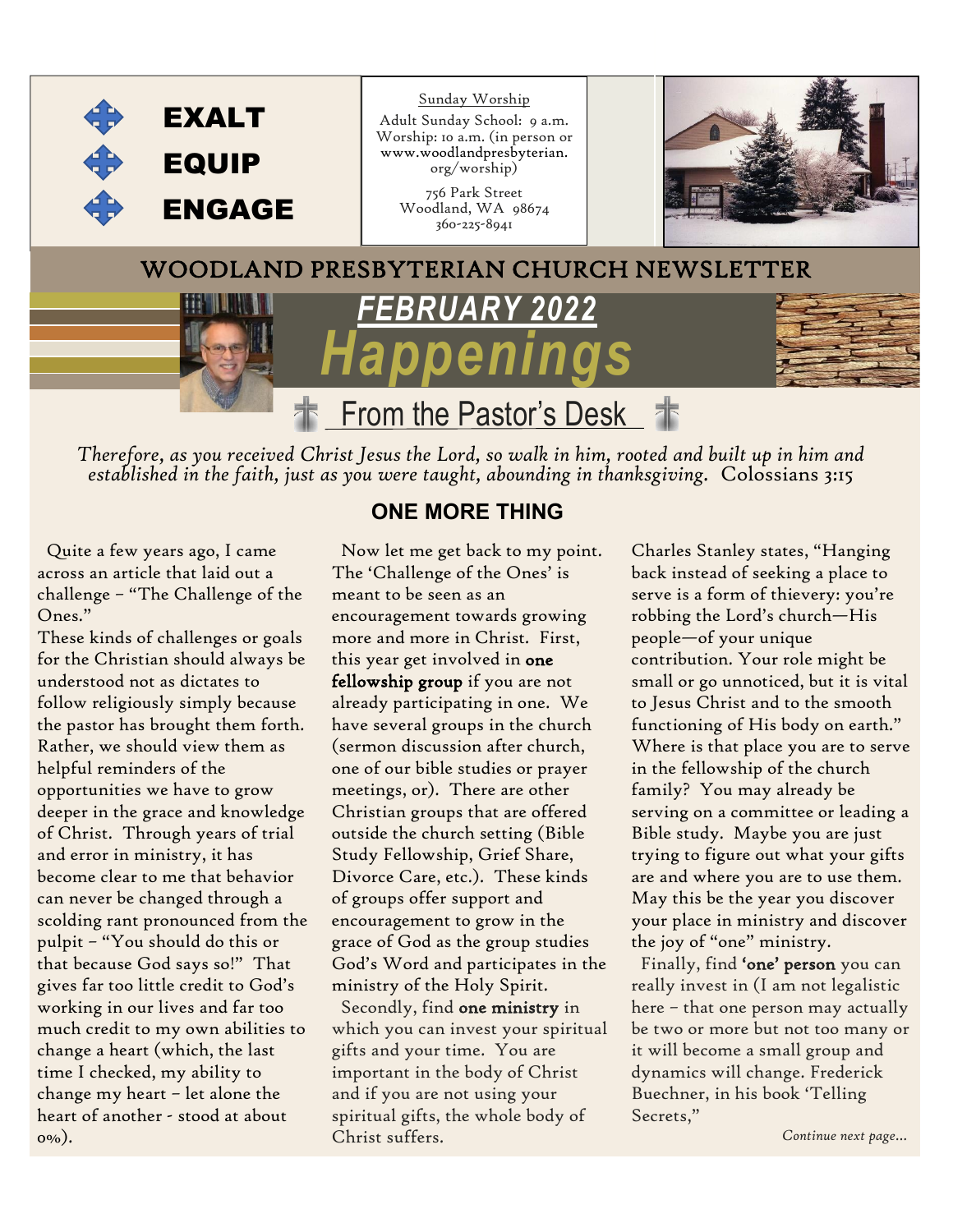**EXALT**

**EQUIP**

**ENGAGE**

Sunday Worship

Adult Sunday School: 9 a.m.
Worship: 10 a.m. (in person or www.woodlandpresbyterian.org/worship)

756 Park Street
Woodland, WA 98674
360-225-8941

# WOODLAND PRESBYTERIAN CHURCH NEWSLETTER

## FEBRUARY 2022 Happenings

## From the Pastor's Desk

*Therefore, as you received Christ Jesus the Lord, so walk in him, rooted and built up in him and established in the faith, just as you were taught, abounding in thanksgiving.* Colossians 3:15

### ONE MORE THING

Quite a few years ago, I came across an article that laid out a challenge – "The Challenge of the Ones."

These kinds of challenges or goals for the Christian should always be understood not as dictates to follow religiously simply because the pastor has brought them forth. Rather, we should view them as helpful reminders of the opportunities we have to grow deeper in the grace and knowledge of Christ. Through years of trial and error in ministry, it has become clear to me that behavior can never be changed through a scolding rant pronounced from the pulpit – "You should do this or that because God says so!" That gives far too little credit to God's working in our lives and far too much credit to my own abilities to change a heart (which, the last time I checked, my ability to change my heart – let alone the heart of another - stood at about 0%).

Now let me get back to my point. The 'Challenge of the Ones' is meant to be seen as an encouragement towards growing more and more in Christ. First, this year get involved in **one fellowship group** if you are not already participating in one. We have several groups in the church (sermon discussion after church, one of our bible studies or prayer meetings, or). There are other Christian groups that are offered outside the church setting (Bible Study Fellowship, Grief Share, Divorce Care, etc.). These kinds of groups offer support and encouragement to grow in the grace of God as the group studies God's Word and participates in the ministry of the Holy Spirit.

Secondly, find **one ministry** in which you can invest your spiritual gifts and your time. You are important in the body of Christ and if you are not using your spiritual gifts, the whole body of Christ suffers.

Charles Stanley states, "Hanging back instead of seeking a place to serve is a form of thievery: you're robbing the Lord's church—His people—of your unique contribution. Your role might be small or go unnoticed, but it is vital to Jesus Christ and to the smooth functioning of His body on earth." Where is that place you are to serve in the fellowship of the church family? You may already be serving on a committee or leading a Bible study. Maybe you are just trying to figure out what your gifts are and where you are to use them. May this be the year you discover your place in ministry and discover the joy of "one" ministry.

Finally, find **'one' person** you can really invest in (I am not legalistic here – that one person may actually be two or more but not too many or it will become a small group and dynamics will change. Frederick Buechner, in his book 'Telling Secrets,"

*Continue next page...*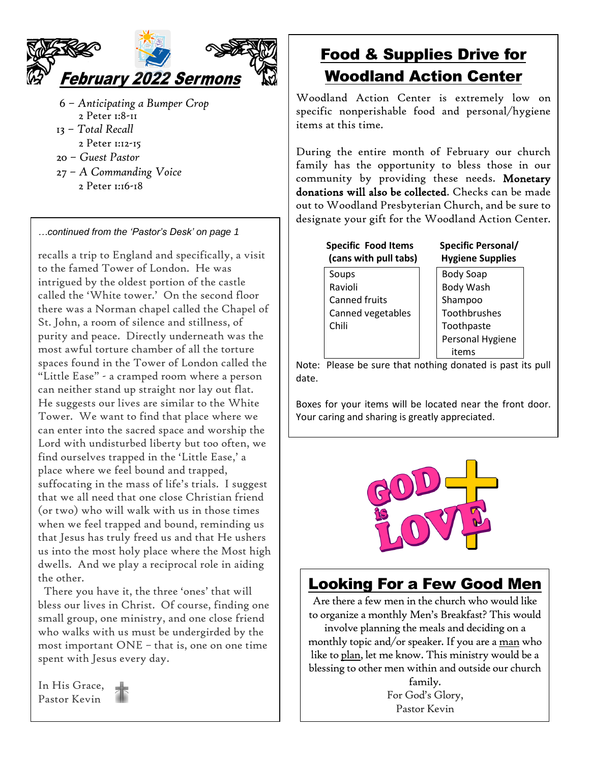# February 2022 Sermons

6 – *Anticipating a Bumper Crop*
  2 Peter 1:8-11

13 – *Total Recall*
  2 Peter 1:12-15

20 – *Guest Pastor*

27 – *A Commanding Voice*
  2 Peter 1:16-18

*…continued from the 'Pastor's Desk' on page 1*

recalls a trip to England and specifically, a visit to the famed Tower of London. He was intrigued by the oldest portion of the castle called the 'White tower.' On the second floor there was a Norman chapel called the Chapel of St. John, a room of silence and stillness, of purity and peace. Directly underneath was the most awful torture chamber of all the torture spaces found in the Tower of London called the "Little Ease" - a cramped room where a person can neither stand up straight nor lay out flat. He suggests our lives are similar to the White Tower. We want to find that place where we can enter into the sacred space and worship the Lord with undisturbed liberty but too often, we find ourselves trapped in the 'Little Ease,' a place where we feel bound and trapped, suffocating in the mass of life's trials. I suggest that we all need that one close Christian friend (or two) who will walk with us in those times when we feel trapped and bound, reminding us that Jesus has truly freed us and that He ushers us into the most holy place where the Most high dwells. And we play a reciprocal role in aiding the other.

There you have it, the three 'ones' that will bless our lives in Christ. Of course, finding one small group, one ministry, and one close friend who walks with us must be undergirded by the most important ONE – that is, one on one time spent with Jesus every day.

In His Grace,
Pastor Kevin

## Food & Supplies Drive for Woodland Action Center

Woodland Action Center is extremely low on specific nonperishable food and personal/hygiene items at this time.

During the entire month of February our church family has the opportunity to bless those in our community by providing these needs. **Monetary donations will also be collected.** Checks can be made out to Woodland Presbyterian Church, and be sure to designate your gift for the Woodland Action Center.

| Specific Food Items (cans with pull tabs) | Specific Personal/ Hygiene Supplies |
|---|---|
| Soups | Body Soap |
| Ravioli | Body Wash |
| Canned fruits | Shampoo |
| Canned vegetables | Toothbrushes |
| Chili | Toothpaste |
| | Personal Hygiene items |

Note: Please be sure that nothing donated is past its pull date.

Boxes for your items will be located near the front door. Your caring and sharing is greatly appreciated.

GOD is LOVE

## Looking For a Few Good Men

Are there a few men in the church who would like to organize a monthly Men's Breakfast? This would involve planning the meals and deciding on a monthly topic and/or speaker. If you are a man who like to plan, let me know. This ministry would be a blessing to other men within and outside our church family.

For God's Glory,
Pastor Kevin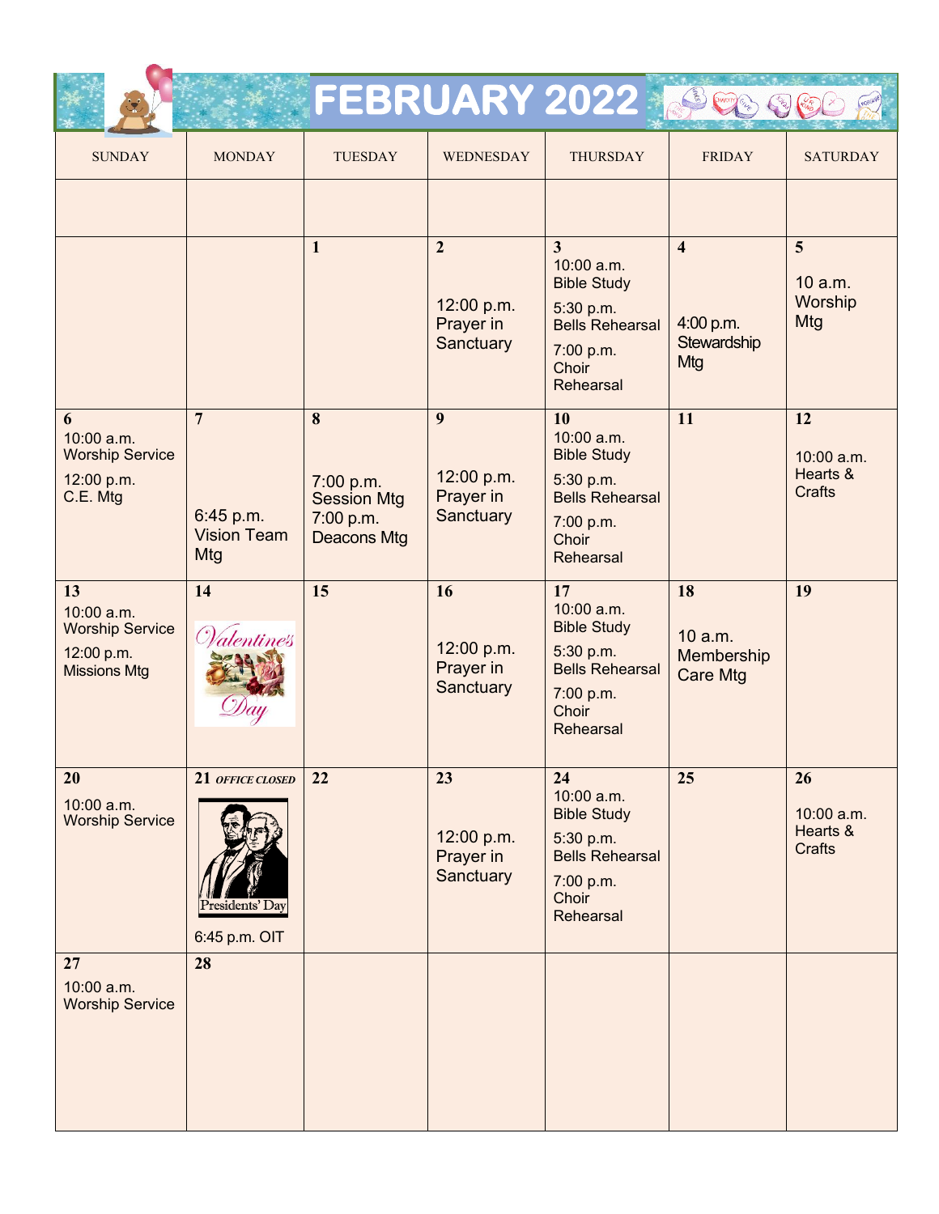# FEBRUARY 2022

| SUNDAY | MONDAY | TUESDAY | WEDNESDAY | THURSDAY | FRIDAY | SATURDAY |
|---|---|---|---|---|---|---|
| | | | | | | |
| | | **1** | **2** 12:00 p.m. Prayer in Sanctuary | **3** 10:00 a.m. Bible Study 5:30 p.m. Bells Rehearsal 7:00 p.m. Choir Rehearsal | **4** 4:00 p.m. Stewardship Mtg | **5** 10 a.m. Worship Mtg |
| **6** 10:00 a.m. Worship Service 12:00 p.m. C.E. Mtg | **7** 6:45 p.m. Vision Team Mtg | **8** 7:00 p.m. Session Mtg 7:00 p.m. Deacons Mtg | **9** 12:00 p.m. Prayer in Sanctuary | **10** 10:00 a.m. Bible Study 5:30 p.m. Bells Rehearsal 7:00 p.m. Choir Rehearsal | **11** | **12** 10:00 a.m. Hearts & Crafts |
| **13** 10:00 a.m. Worship Service 12:00 p.m. Missions Mtg | **14** Valentine's Day | **15** | **16** 12:00 p.m. Prayer in Sanctuary | **17** 10:00 a.m. Bible Study 5:30 p.m. Bells Rehearsal 7:00 p.m. Choir Rehearsal | **18** 10 a.m. Membership Care Mtg | **19** |
| **20** 10:00 a.m. Worship Service | **21** *OFFICE CLOSED* Presidents' Day 6:45 p.m. OIT | **22** | **23** 12:00 p.m. Prayer in Sanctuary | **24** 10:00 a.m. Bible Study 5:30 p.m. Bells Rehearsal 7:00 p.m. Choir Rehearsal | **25** | **26** 10:00 a.m. Hearts & Crafts |
| **27** 10:00 a.m. Worship Service | **28** | | | | | |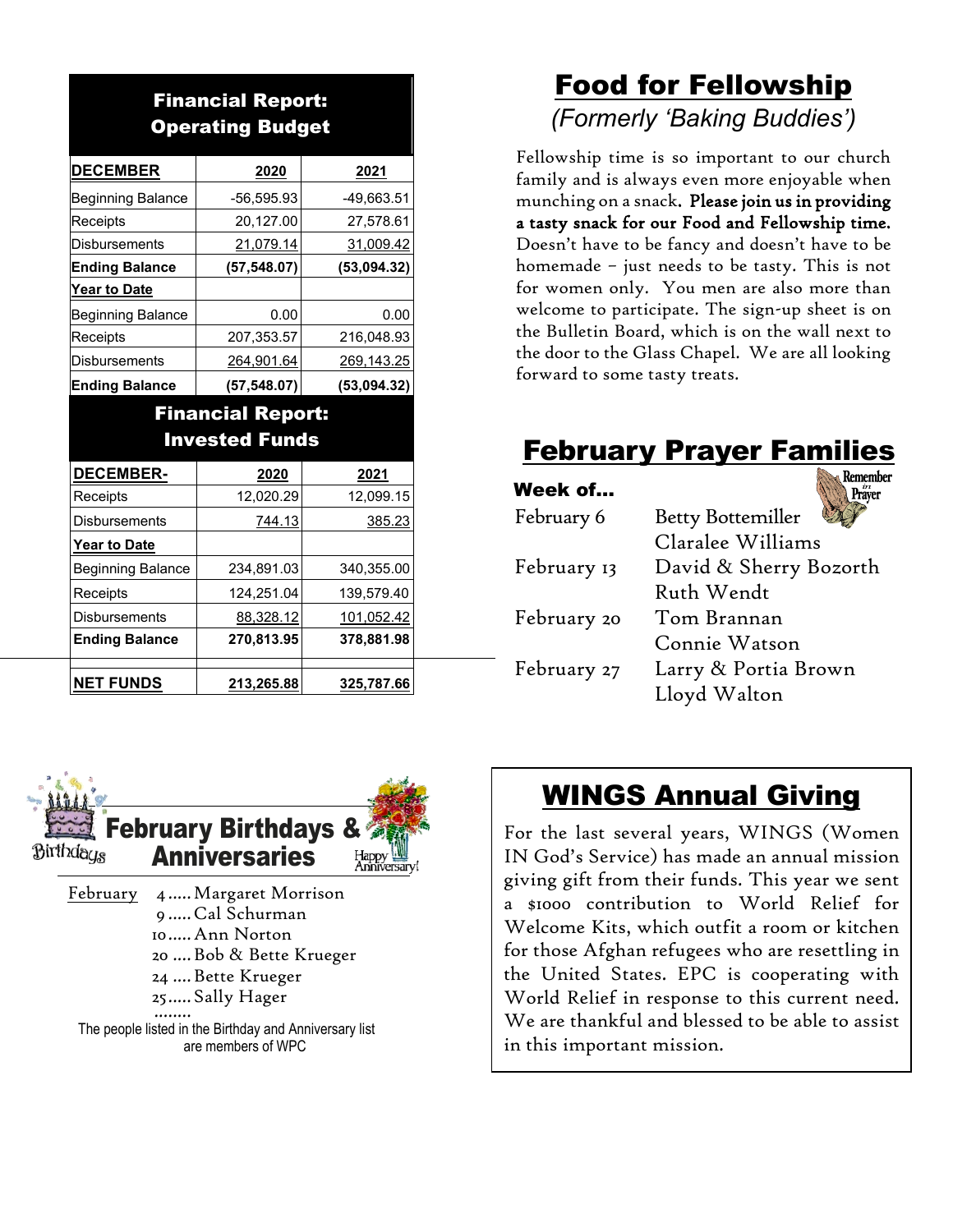## Financial Report: Operating Budget

| DECEMBER | 2020 | 2021 |
|---|---|---|
| Beginning Balance | -56,595.93 | -49,663.51 |
| Receipts | 20,127.00 | 27,578.61 |
| Disbursements | 21,079.14 | 31,009.42 |
| **Ending Balance** | **(57,548.07)** | **(53,094.32)** |
| **Year to Date** | | |
| Beginning Balance | 0.00 | 0.00 |
| Receipts | 207,353.57 | 216,048.93 |
| Disbursements | 264,901.64 | 269,143.25 |
| **Ending Balance** | **(57,548.07)** | **(53,094.32)** |

## Financial Report: Invested Funds

| DECEMBER- | 2020 | 2021 |
|---|---|---|
| Receipts | 12,020.29 | 12,099.15 |
| Disbursements | 744.13 | 385.23 |
| **Year to Date** | | |
| Beginning Balance | 234,891.03 | 340,355.00 |
| Receipts | 124,251.04 | 139,579.40 |
| Disbursements | 88,328.12 | 101,052.42 |
| **Ending Balance** | **270,813.95** | **378,881.98** |
| | | |
| **NET FUNDS** | **213,265.88** | **325,787.66** |

# Food for Fellowship

*(Formerly 'Baking Buddies')*

Fellowship time is so important to our church family and is always even more enjoyable when munching on a snack. **Please join us in providing a tasty snack for our Food and Fellowship time.** Doesn't have to be fancy and doesn't have to be homemade – just needs to be tasty. This is not for women only. You men are also more than welcome to participate. The sign-up sheet is on the Bulletin Board, which is on the wall next to the door to the Glass Chapel. We are all looking forward to some tasty treats.

# February Prayer Families

Remember in Prayer

| Week of... | |
|---|---|
| February 6 | Betty Bottemiller<br>Claralee Williams |
| February 13 | David & Sherry Bozorth<br>Ruth Wendt |
| February 20 | Tom Brannan<br>Connie Watson |
| February 27 | Larry & Portia Brown<br>Lloyd Walton |

# February Birthdays & Anniversaries

Birthdays — Happy Anniversary!

February
- 4 ..... Margaret Morrison
- 9 ..... Cal Schurman
- 10 ..... Ann Norton
- 20 .... Bob & Bette Krueger
- 24 .... Bette Krueger
- 25 ..... Sally Hager

........

The people listed in the Birthday and Anniversary list are members of WPC

# WINGS Annual Giving

For the last several years, WINGS (Women IN God's Service) has made an annual mission giving gift from their funds. This year we sent a $1000 contribution to World Relief for Welcome Kits, which outfit a room or kitchen for those Afghan refugees who are resettling in the United States. EPC is cooperating with World Relief in response to this current need. We are thankful and blessed to be able to assist in this important mission.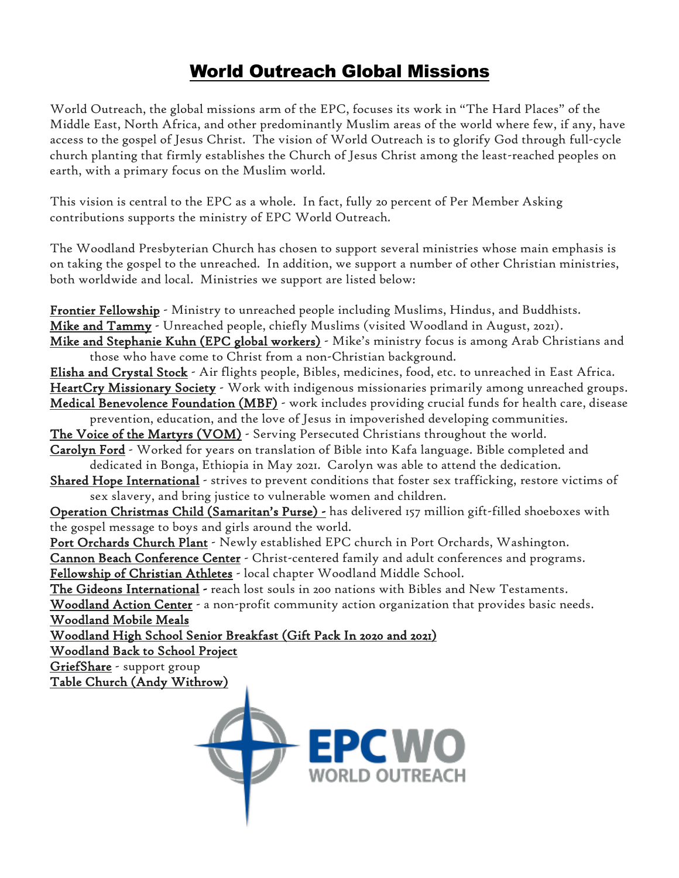# World Outreach Global Missions

World Outreach, the global missions arm of the EPC, focuses its work in "The Hard Places" of the Middle East, North Africa, and other predominantly Muslim areas of the world where few, if any, have access to the gospel of Jesus Christ. The vision of World Outreach is to glorify God through full-cycle church planting that firmly establishes the Church of Jesus Christ among the least-reached peoples on earth, with a primary focus on the Muslim world.

This vision is central to the EPC as a whole. In fact, fully 20 percent of Per Member Asking contributions supports the ministry of EPC World Outreach.

The Woodland Presbyterian Church has chosen to support several ministries whose main emphasis is on taking the gospel to the unreached. In addition, we support a number of other Christian ministries, both worldwide and local. Ministries we support are listed below:

<u>Frontier Fellowship</u> - Ministry to unreached people including Muslims, Hindus, and Buddhists.
<u>Mike and Tammy</u> - Unreached people, chiefly Muslims (visited Woodland in August, 2021).
<u>Mike and Stephanie Kuhn (EPC global workers)</u> - Mike's ministry focus is among Arab Christians and those who have come to Christ from a non-Christian background.
<u>Elisha and Crystal Stock</u> - Air flights people, Bibles, medicines, food, etc. to unreached in East Africa.
<u>HeartCry Missionary Society</u> - Work with indigenous missionaries primarily among unreached groups.
<u>Medical Benevolence Foundation (MBF)</u> - work includes providing crucial funds for health care, disease prevention, education, and the love of Jesus in impoverished developing communities.
<u>The Voice of the Martyrs (VOM)</u> - Serving Persecuted Christians throughout the world.
<u>Carolyn Ford</u> - Worked for years on translation of Bible into Kafa language. Bible completed and dedicated in Bonga, Ethiopia in May 2021. Carolyn was able to attend the dedication.
<u>Shared Hope International</u> - strives to prevent conditions that foster sex trafficking, restore victims of sex slavery, and bring justice to vulnerable women and children.
<u>Operation Christmas Child (Samaritan's Purse) -</u> has delivered 157 million gift-filled shoeboxes with the gospel message to boys and girls around the world.
<u>Port Orchards Church Plant</u> - Newly established EPC church in Port Orchards, Washington.
<u>Cannon Beach Conference Center</u> - Christ-centered family and adult conferences and programs.
<u>Fellowship of Christian Athletes</u> - local chapter Woodland Middle School.
<u>The Gideons International -</u> reach lost souls in 200 nations with Bibles and New Testaments.
<u>Woodland Action Center</u> - a non-profit community action organization that provides basic needs.
<u>Woodland Mobile Meals</u>
<u>Woodland High School Senior Breakfast (Gift Pack In 2020 and 2021)</u>
<u>Woodland Back to School Project</u>
<u>GriefShare</u> - support group
<u>Table Church (Andy Withrow)</u>

EPC WO
WORLD OUTREACH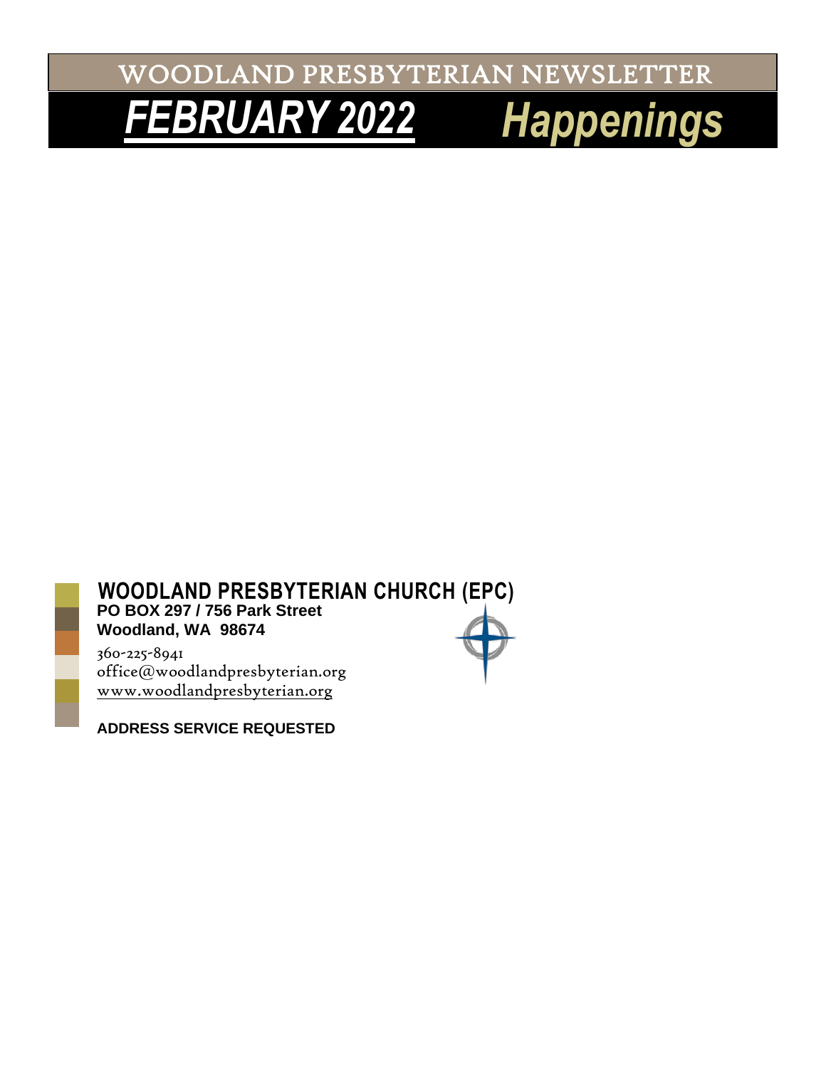WOODLAND PRESBYTERIAN NEWSLETTER

# *FEBRUARY 2022* *Happenings*

## WOODLAND PRESBYTERIAN CHURCH (EPC)

**PO BOX 297 / 756 Park Street**
**Woodland, WA 98674**

360-225-8941
office@woodlandpresbyterian.org
www.woodlandpresbyterian.org

**ADDRESS SERVICE REQUESTED**